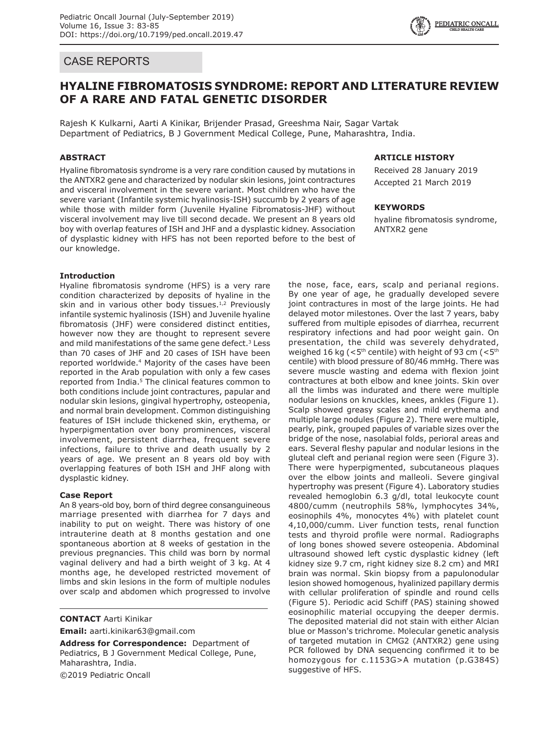## CASE REPORTS

# HYALINE FIBROMATOSIS SYNDROME: REPORT AND LITERATURE REVIEW OF A RARE AND FATAL GENETIC DISORDER

Rajesh K Kulkarni, Aarti A Kinikar, Brijender Prasad, Greeshma Nair, Sagar Vartak
Department of Pediatrics, B J Government Medical College, Pune, Maharashtra, India.

### ABSTRACT

Hyaline fibromatosis syndrome is a very rare condition caused by mutations in the ANTXR2 gene and characterized by nodular skin lesions, joint contractures and visceral involvement in the severe variant. Most children who have the severe variant (Infantile systemic hyalinosis-ISH) succumb by 2 years of age while those with milder form (Juvenile Hyaline Fibromatosis-JHF) without visceral involvement may live till second decade. We present an 8 years old boy with overlap features of ISH and JHF and a dysplastic kidney. Association of dysplastic kidney with HFS has not been reported before to the best of our knowledge.

### ARTICLE HISTORY

Received 28 January 2019
Accepted 21 March 2019

### KEYWORDS

hyaline fibromatosis syndrome, ANTXR2 gene

### Introduction

Hyaline fibromatosis syndrome (HFS) is a very rare condition characterized by deposits of hyaline in the skin and in various other body tissues.[1,2] Previously infantile systemic hyalinosis (ISH) and Juvenile hyaline fibromatosis (JHF) were considered distinct entities, however now they are thought to represent severe and mild manifestations of the same gene defect.[3] Less than 70 cases of JHF and 20 cases of ISH have been reported worldwide.[4] Majority of the cases have been reported in the Arab population with only a few cases reported from India.[5] The clinical features common to both conditions include joint contractures, papular and nodular skin lesions, gingival hypertrophy, osteopenia, and normal brain development. Common distinguishing features of ISH include thickened skin, erythema, or hyperpigmentation over bony prominences, visceral involvement, persistent diarrhea, frequent severe infections, failure to thrive and death usually by 2 years of age. We present an 8 years old boy with overlapping features of both ISH and JHF along with dysplastic kidney.

### Case Report

An 8 years-old boy, born of third degree consanguineous marriage presented with diarrhea for 7 days and inability to put on weight. There was history of one intrauterine death at 8 months gestation and one spontaneous abortion at 8 weeks of gestation in the previous pregnancies. This child was born by normal vaginal delivery and had a birth weight of 3 kg. At 4 months age, he developed restricted movement of limbs and skin lesions in the form of multiple nodules over scalp and abdomen which progressed to involve the nose, face, ears, scalp and perianal regions. By one year of age, he gradually developed severe joint contractures in most of the large joints. He had delayed motor milestones. Over the last 7 years, baby suffered from multiple episodes of diarrhea, recurrent respiratory infections and had poor weight gain. On presentation, the child was severely dehydrated, weighed 16 kg (<5th centile) with height of 93 cm (<5th centile) with blood pressure of 80/46 mmHg. There was severe muscle wasting and edema with flexion joint contractures at both elbow and knee joints. Skin over all the limbs was indurated and there were multiple nodular lesions on knuckles, knees, ankles (Figure 1). Scalp showed greasy scales and mild erythema and multiple large nodules (Figure 2). There were multiple, pearly, pink, grouped papules of variable sizes over the bridge of the nose, nasolabial folds, perioral areas and ears. Several fleshy papular and nodular lesions in the gluteal cleft and perianal region were seen (Figure 3). There were hyperpigmented, subcutaneous plaques over the elbow joints and malleoli. Severe gingival hypertrophy was present (Figure 4). Laboratory studies revealed hemoglobin 6.3 g/dl, total leukocyte count 4800/cumm (neutrophils 58%, lymphocytes 34%, eosinophils 4%, monocytes 4%) with platelet count 4,10,000/cumm. Liver function tests, renal function tests and thyroid profile were normal. Radiographs of long bones showed severe osteopenia. Abdominal ultrasound showed left cystic dysplastic kidney (left kidney size 9.7 cm, right kidney size 8.2 cm) and MRI brain was normal. Skin biopsy from a papulonodular lesion showed homogenous, hyalinized papillary dermis with cellular proliferation of spindle and round cells (Figure 5). Periodic acid Schiff (PAS) staining showed eosinophilic material occupying the deeper dermis. The deposited material did not stain with either Alcian blue or Masson's trichrome. Molecular genetic analysis of targeted mutation in CMG2 (ANTXR2) gene using PCR followed by DNA sequencing confirmed it to be homozygous for c.1153G>A mutation (p.G384S) suggestive of HFS.

**CONTACT** Aarti Kinikar

**Email:** aarti.kinikar63@gmail.com

**Address for Correspondence:** Department of Pediatrics, B J Government Medical College, Pune, Maharashtra, India.

©2019 Pediatric Oncall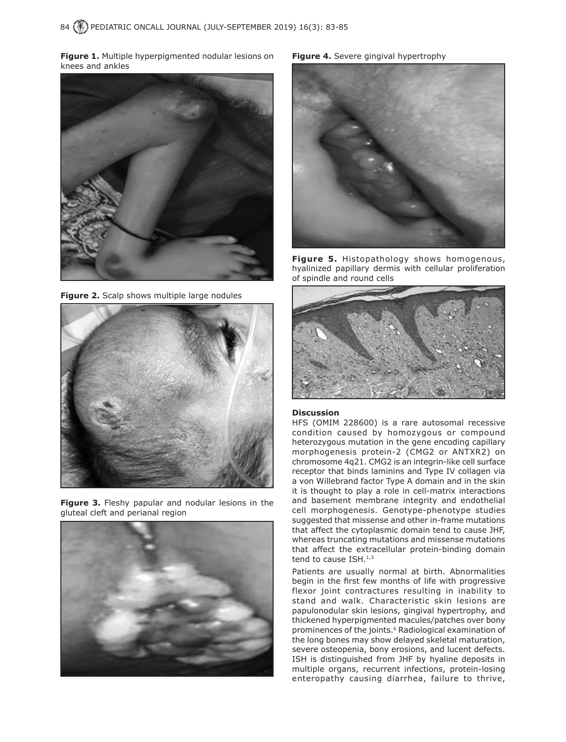**Figure 1.** Multiple hyperpigmented nodular lesions on knees and ankles

**Figure 2.** Scalp shows multiple large nodules

**Figure 3.** Fleshy papular and nodular lesions in the gluteal cleft and perianal region

**Figure 4.** Severe gingival hypertrophy

**Figure 5.** Histopathology shows homogenous, hyalinized papillary dermis with cellular proliferation of spindle and round cells

## Discussion

HFS (OMIM 228600) is a rare autosomal recessive condition caused by homozygous or compound heterozygous mutation in the gene encoding capillary morphogenesis protein-2 (CMG2 or ANTXR2) on chromosome 4q21. CMG2 is an integrin-like cell surface receptor that binds laminins and Type IV collagen via a von Willebrand factor Type A domain and in the skin it is thought to play a role in cell-matrix interactions and basement membrane integrity and endothelial cell morphogenesis. Genotype-phenotype studies suggested that missense and other in-frame mutations that affect the cytoplasmic domain tend to cause JHF, whereas truncating mutations and missense mutations that affect the extracellular protein-binding domain tend to cause ISH.[1,3]

Patients are usually normal at birth. Abnormalities begin in the first few months of life with progressive flexor joint contractures resulting in inability to stand and walk. Characteristic skin lesions are papulonodular skin lesions, gingival hypertrophy, and thickened hyperpigmented macules/patches over bony prominences of the joints.[6] Radiological examination of the long bones may show delayed skeletal maturation, severe osteopenia, bony erosions, and lucent defects. ISH is distinguished from JHF by hyaline deposits in multiple organs, recurrent infections, protein-losing enteropathy causing diarrhea, failure to thrive,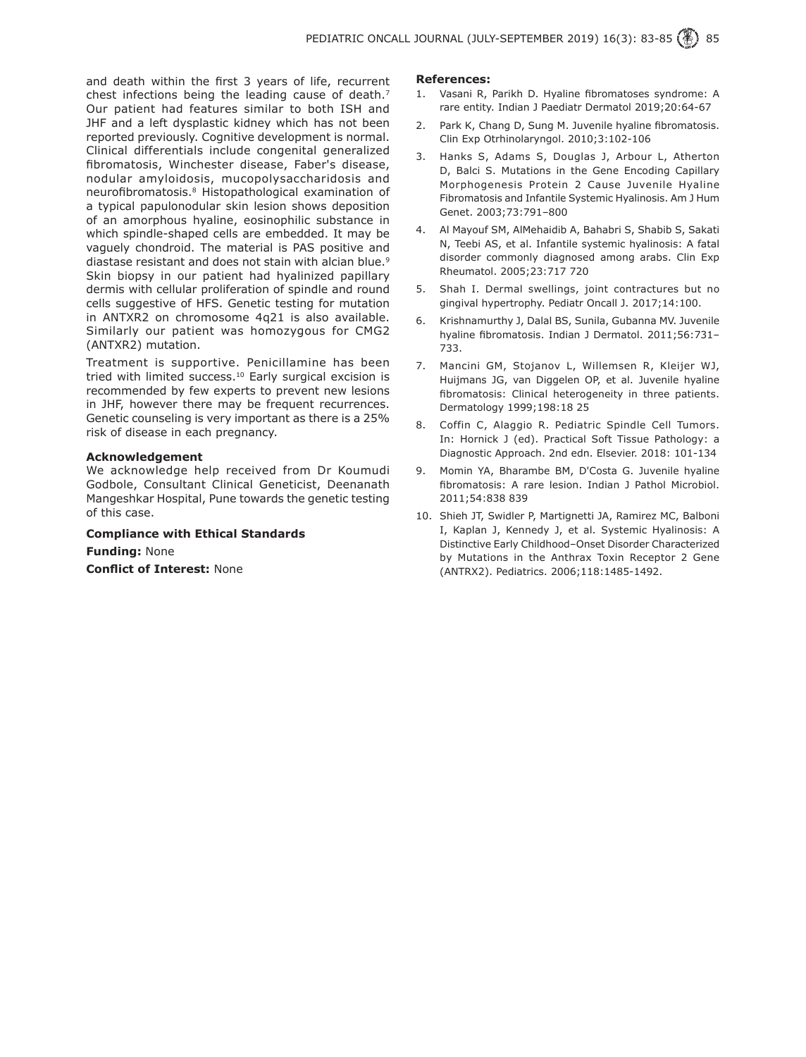and death within the first 3 years of life, recurrent chest infections being the leading cause of death.[7] Our patient had features similar to both ISH and JHF and a left dysplastic kidney which has not been reported previously. Cognitive development is normal. Clinical differentials include congenital generalized fibromatosis, Winchester disease, Faber's disease, nodular amyloidosis, mucopolysaccharidosis and neurofibromatosis.[8] Histopathological examination of a typical papulonodular skin lesion shows deposition of an amorphous hyaline, eosinophilic substance in which spindle-shaped cells are embedded. It may be vaguely chondroid. The material is PAS positive and diastase resistant and does not stain with alcian blue.[9] Skin biopsy in our patient had hyalinized papillary dermis with cellular proliferation of spindle and round cells suggestive of HFS. Genetic testing for mutation in ANTXR2 on chromosome 4q21 is also available. Similarly our patient was homozygous for CMG2 (ANTXR2) mutation.

Treatment is supportive. Penicillamine has been tried with limited success.[10] Early surgical excision is recommended by few experts to prevent new lesions in JHF, however there may be frequent recurrences. Genetic counseling is very important as there is a 25% risk of disease in each pregnancy.

**Acknowledgement**

We acknowledge help received from Dr Koumudi Godbole, Consultant Clinical Geneticist, Deenanath Mangeshkar Hospital, Pune towards the genetic testing of this case.

**Compliance with Ethical Standards**

**Funding:** None

**Conflict of Interest:** None

**References:**

1. Vasani R, Parikh D. Hyaline fibromatoses syndrome: A rare entity. Indian J Paediatr Dermatol 2019;20:64-67
2. Park K, Chang D, Sung M. Juvenile hyaline fibromatosis. Clin Exp Otrhinolaryngol. 2010;3:102-106
3. Hanks S, Adams S, Douglas J, Arbour L, Atherton D, Balci S. Mutations in the Gene Encoding Capillary Morphogenesis Protein 2 Cause Juvenile Hyaline Fibromatosis and Infantile Systemic Hyalinosis. Am J Hum Genet. 2003;73:791–800
4. Al Mayouf SM, AlMehaidib A, Bahabri S, Shabib S, Sakati N, Teebi AS, et al. Infantile systemic hyalinosis: A fatal disorder commonly diagnosed among arabs. Clin Exp Rheumatol. 2005;23:717 720
5. Shah I. Dermal swellings, joint contractures but no gingival hypertrophy. Pediatr Oncall J. 2017;14:100.
6. Krishnamurthy J, Dalal BS, Sunila, Gubanna MV. Juvenile hyaline fibromatosis. Indian J Dermatol. 2011;56:731–733.
7. Mancini GM, Stojanov L, Willemsen R, Kleijer WJ, Huijmans JG, van Diggelen OP, et al. Juvenile hyaline fibromatosis: Clinical heterogeneity in three patients. Dermatology 1999;198:18 25
8. Coffin C, Alaggio R. Pediatric Spindle Cell Tumors. In: Hornick J (ed). Practical Soft Tissue Pathology: a Diagnostic Approach. 2nd edn. Elsevier. 2018: 101-134
9. Momin YA, Bharambe BM, D'Costa G. Juvenile hyaline fibromatosis: A rare lesion. Indian J Pathol Microbiol. 2011;54:838 839
10. Shieh JT, Swidler P, Martignetti JA, Ramirez MC, Balboni I, Kaplan J, Kennedy J, et al. Systemic Hyalinosis: A Distinctive Early Childhood–Onset Disorder Characterized by Mutations in the Anthrax Toxin Receptor 2 Gene (ANTRX2). Pediatrics. 2006;118:1485-1492.